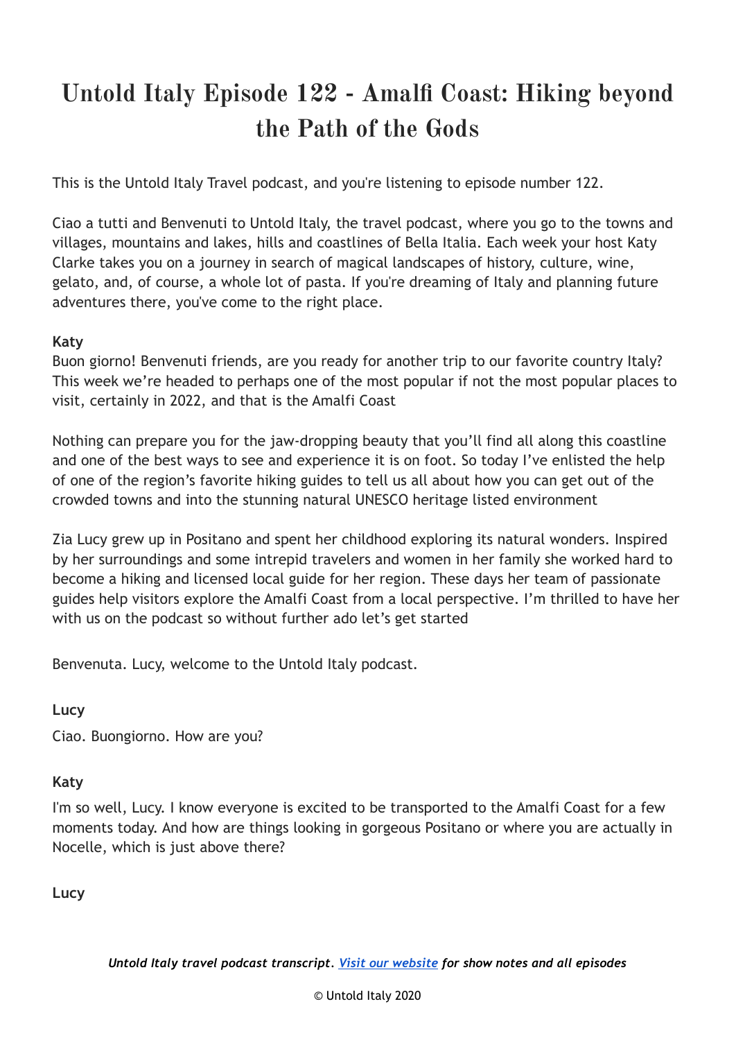# Untold Italy Episode 122 - Amalfi Coast: Hiking beyond the Path of the Gods

This is the Untold Italy Travel podcast, and you're listening to episode number 122.

Ciao a tutti and Benvenuti to Untold Italy, the travel podcast, where you go to the towns and villages, mountains and lakes, hills and coastlines of Bella Italia. Each week your host Katy Clarke takes you on a journey in search of magical landscapes of history, culture, wine, gelato, and, of course, a whole lot of pasta. If you're dreaming of Italy and planning future adventures there, you've come to the right place.

**Katy**

Buon giorno! Benvenuti friends, are you ready for another trip to our favorite country Italy? This week we're headed to perhaps one of the most popular if not the most popular places to visit, certainly in 2022, and that is the Amalfi Coast

Nothing can prepare you for the jaw-dropping beauty that you'll find all along this coastline and one of the best ways to see and experience it is on foot. So today I've enlisted the help of one of the region's favorite hiking guides to tell us all about how you can get out of the crowded towns and into the stunning natural UNESCO heritage listed environment

Zia Lucy grew up in Positano and spent her childhood exploring its natural wonders. Inspired by her surroundings and some intrepid travelers and women in her family she worked hard to become a hiking and licensed local guide for her region. These days her team of passionate guides help visitors explore the Amalfi Coast from a local perspective. I'm thrilled to have her with us on the podcast so without further ado let's get started

Benvenuta. Lucy, welcome to the Untold Italy podcast.

**Lucy**

Ciao. Buongiorno. How are you?

**Katy**

I'm so well, Lucy. I know everyone is excited to be transported to the Amalfi Coast for a few moments today. And how are things looking in gorgeous Positano or where you are actually in Nocelle, which is just above there?

**Lucy**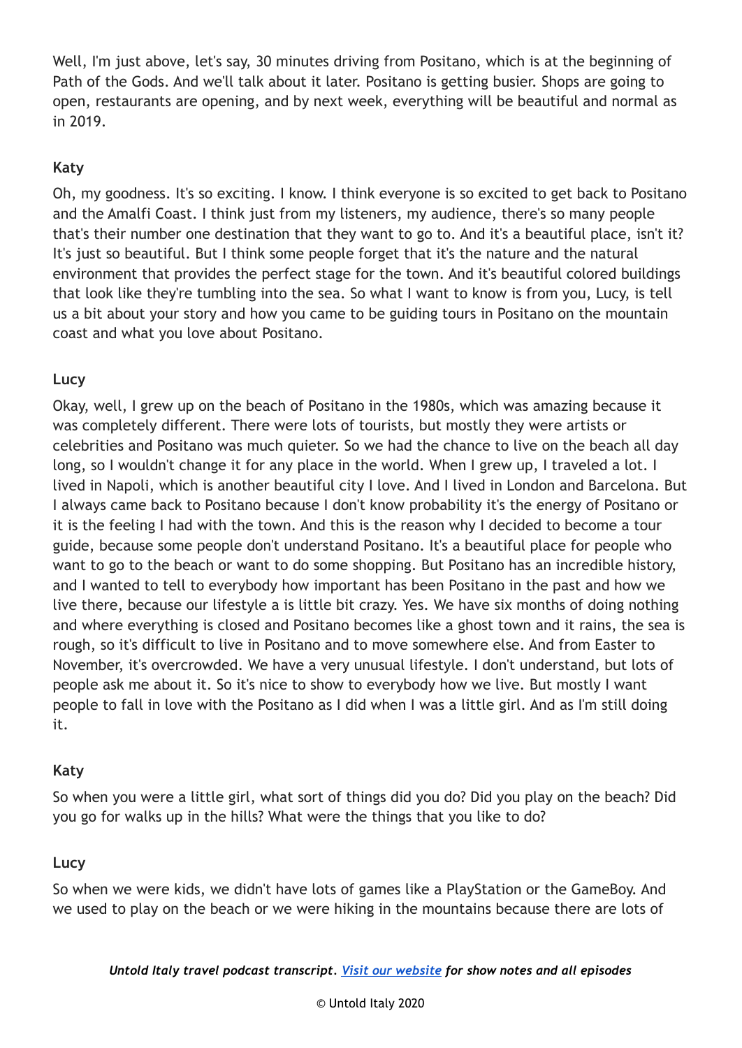Well, I'm just above, let's say, 30 minutes driving from Positano, which is at the beginning of Path of the Gods. And we'll talk about it later. Positano is getting busier. Shops are going to open, restaurants are opening, and by next week, everything will be beautiful and normal as in 2019.

**Katy**

Oh, my goodness. It's so exciting. I know. I think everyone is so excited to get back to Positano and the Amalfi Coast. I think just from my listeners, my audience, there's so many people that's their number one destination that they want to go to. And it's a beautiful place, isn't it? It's just so beautiful. But I think some people forget that it's the nature and the natural environment that provides the perfect stage for the town. And it's beautiful colored buildings that look like they're tumbling into the sea. So what I want to know is from you, Lucy, is tell us a bit about your story and how you came to be guiding tours in Positano on the mountain coast and what you love about Positano.

**Lucy**

Okay, well, I grew up on the beach of Positano in the 1980s, which was amazing because it was completely different. There were lots of tourists, but mostly they were artists or celebrities and Positano was much quieter. So we had the chance to live on the beach all day long, so I wouldn't change it for any place in the world. When I grew up, I traveled a lot. I lived in Napoli, which is another beautiful city I love. And I lived in London and Barcelona. But I always came back to Positano because I don't know probability it's the energy of Positano or it is the feeling I had with the town. And this is the reason why I decided to become a tour guide, because some people don't understand Positano. It's a beautiful place for people who want to go to the beach or want to do some shopping. But Positano has an incredible history, and I wanted to tell to everybody how important has been Positano in the past and how we live there, because our lifestyle a is little bit crazy. Yes. We have six months of doing nothing and where everything is closed and Positano becomes like a ghost town and it rains, the sea is rough, so it's difficult to live in Positano and to move somewhere else. And from Easter to November, it's overcrowded. We have a very unusual lifestyle. I don't understand, but lots of people ask me about it. So it's nice to show to everybody how we live. But mostly I want people to fall in love with the Positano as I did when I was a little girl. And as I'm still doing it.

**Katy**

So when you were a little girl, what sort of things did you do? Did you play on the beach? Did you go for walks up in the hills? What were the things that you like to do?

**Lucy**

So when we were kids, we didn't have lots of games like a PlayStation or the GameBoy. And we used to play on the beach or we were hiking in the mountains because there are lots of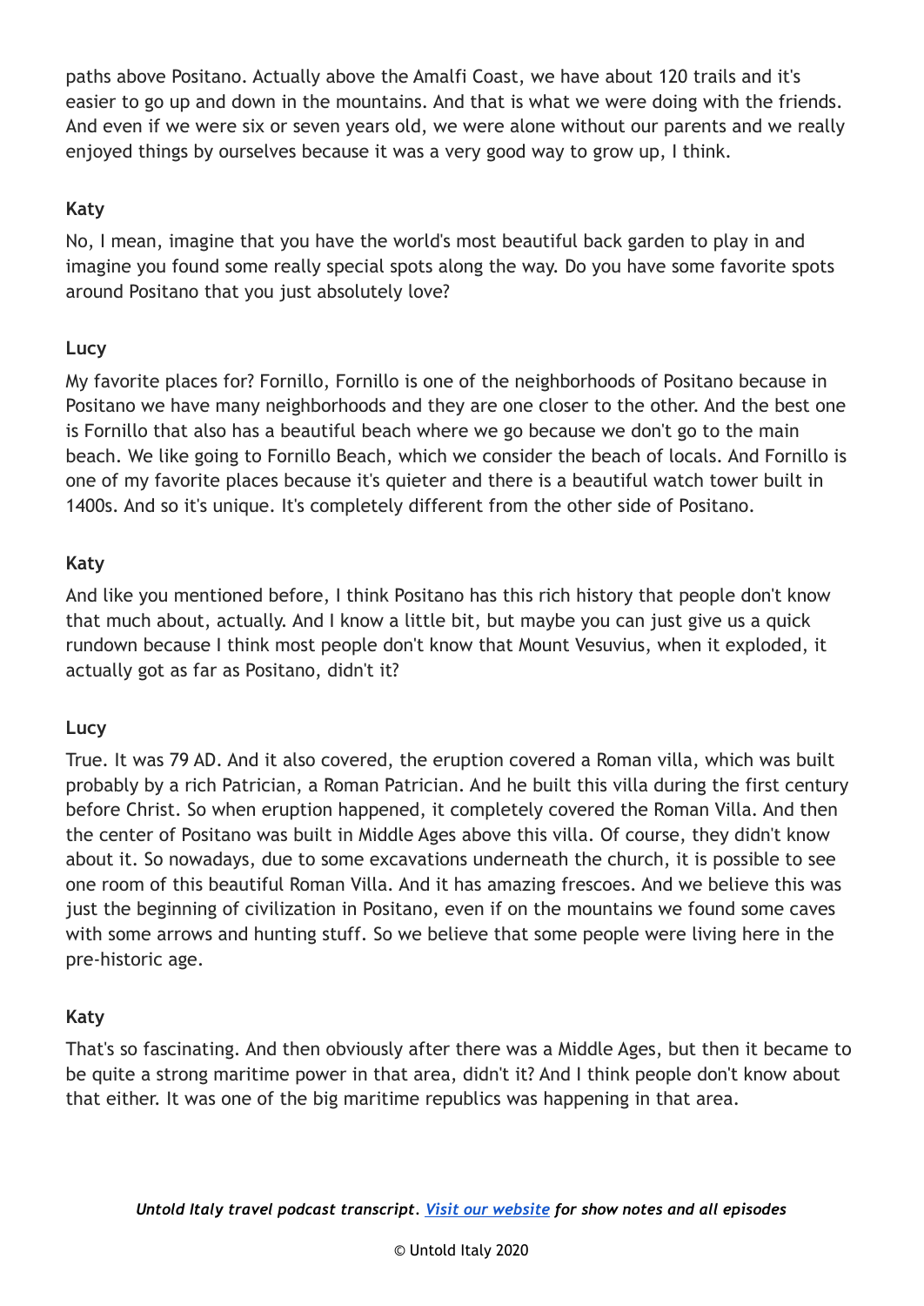paths above Positano. Actually above the Amalfi Coast, we have about 120 trails and it's easier to go up and down in the mountains. And that is what we were doing with the friends. And even if we were six or seven years old, we were alone without our parents and we really enjoyed things by ourselves because it was a very good way to grow up, I think.

**Katy**

No, I mean, imagine that you have the world's most beautiful back garden to play in and imagine you found some really special spots along the way. Do you have some favorite spots around Positano that you just absolutely love?

**Lucy**

My favorite places for? Fornillo, Fornillo is one of the neighborhoods of Positano because in Positano we have many neighborhoods and they are one closer to the other. And the best one is Fornillo that also has a beautiful beach where we go because we don't go to the main beach. We like going to Fornillo Beach, which we consider the beach of locals. And Fornillo is one of my favorite places because it's quieter and there is a beautiful watch tower built in 1400s. And so it's unique. It's completely different from the other side of Positano.

**Katy**

And like you mentioned before, I think Positano has this rich history that people don't know that much about, actually. And I know a little bit, but maybe you can just give us a quick rundown because I think most people don't know that Mount Vesuvius, when it exploded, it actually got as far as Positano, didn't it?

**Lucy**

True. It was 79 AD. And it also covered, the eruption covered a Roman villa, which was built probably by a rich Patrician, a Roman Patrician. And he built this villa during the first century before Christ. So when eruption happened, it completely covered the Roman Villa. And then the center of Positano was built in Middle Ages above this villa. Of course, they didn't know about it. So nowadays, due to some excavations underneath the church, it is possible to see one room of this beautiful Roman Villa. And it has amazing frescoes. And we believe this was just the beginning of civilization in Positano, even if on the mountains we found some caves with some arrows and hunting stuff. So we believe that some people were living here in the pre-historic age.

**Katy**

That's so fascinating. And then obviously after there was a Middle Ages, but then it became to be quite a strong maritime power in that area, didn't it? And I think people don't know about that either. It was one of the big maritime republics was happening in that area.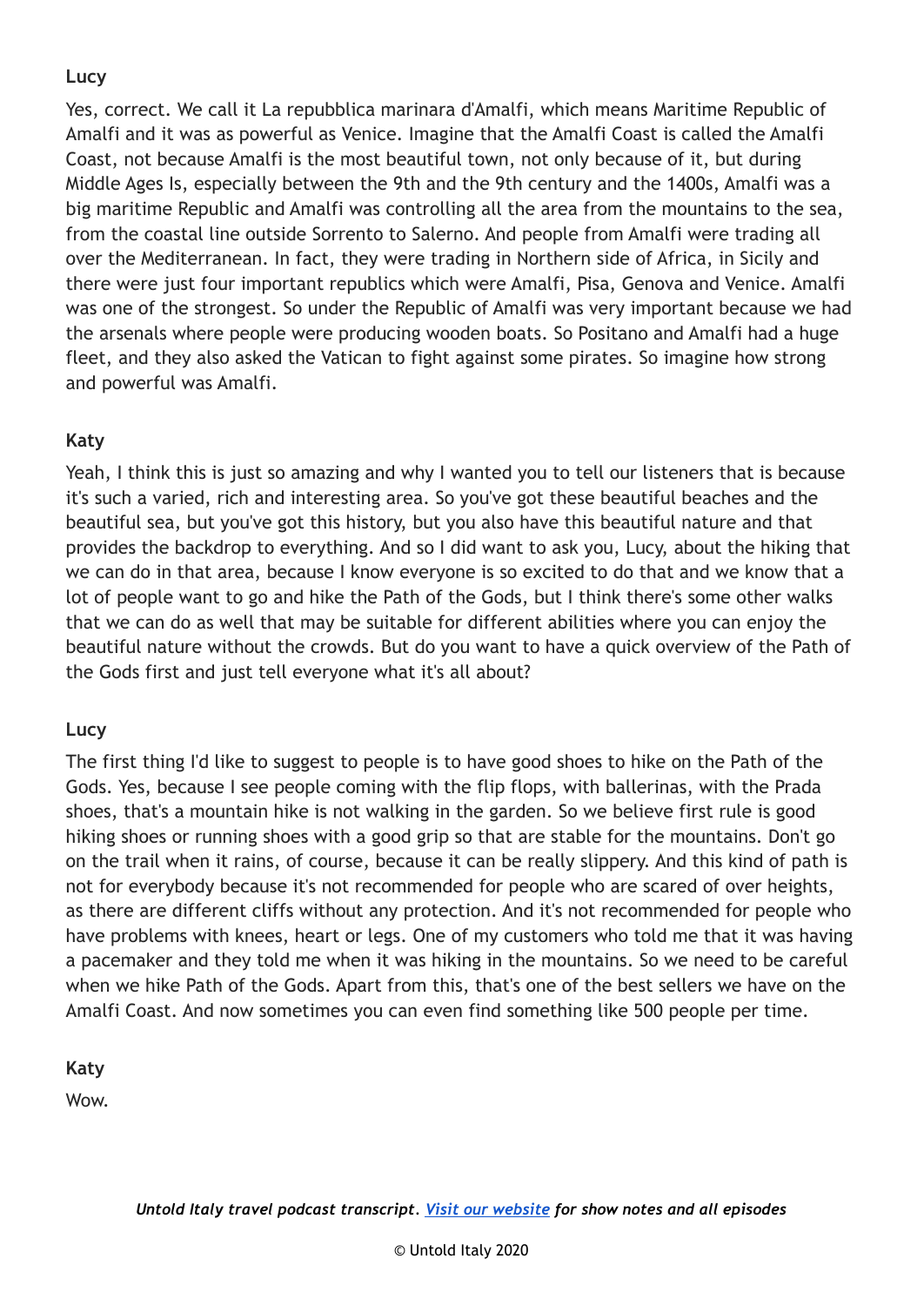**Lucy**

Yes, correct. We call it La repubblica marinara d'Amalfi, which means Maritime Republic of Amalfi and it was as powerful as Venice. Imagine that the Amalfi Coast is called the Amalfi Coast, not because Amalfi is the most beautiful town, not only because of it, but during Middle Ages Is, especially between the 9th and the 9th century and the 1400s, Amalfi was a big maritime Republic and Amalfi was controlling all the area from the mountains to the sea, from the coastal line outside Sorrento to Salerno. And people from Amalfi were trading all over the Mediterranean. In fact, they were trading in Northern side of Africa, in Sicily and there were just four important republics which were Amalfi, Pisa, Genova and Venice. Amalfi was one of the strongest. So under the Republic of Amalfi was very important because we had the arsenals where people were producing wooden boats. So Positano and Amalfi had a huge fleet, and they also asked the Vatican to fight against some pirates. So imagine how strong and powerful was Amalfi.

**Katy**

Yeah, I think this is just so amazing and why I wanted you to tell our listeners that is because it's such a varied, rich and interesting area. So you've got these beautiful beaches and the beautiful sea, but you've got this history, but you also have this beautiful nature and that provides the backdrop to everything. And so I did want to ask you, Lucy, about the hiking that we can do in that area, because I know everyone is so excited to do that and we know that a lot of people want to go and hike the Path of the Gods, but I think there's some other walks that we can do as well that may be suitable for different abilities where you can enjoy the beautiful nature without the crowds. But do you want to have a quick overview of the Path of the Gods first and just tell everyone what it's all about?

**Lucy**

The first thing I'd like to suggest to people is to have good shoes to hike on the Path of the Gods. Yes, because I see people coming with the flip flops, with ballerinas, with the Prada shoes, that's a mountain hike is not walking in the garden. So we believe first rule is good hiking shoes or running shoes with a good grip so that are stable for the mountains. Don't go on the trail when it rains, of course, because it can be really slippery. And this kind of path is not for everybody because it's not recommended for people who are scared of over heights, as there are different cliffs without any protection. And it's not recommended for people who have problems with knees, heart or legs. One of my customers who told me that it was having a pacemaker and they told me when it was hiking in the mountains. So we need to be careful when we hike Path of the Gods. Apart from this, that's one of the best sellers we have on the Amalfi Coast. And now sometimes you can even find something like 500 people per time.

**Katy**

Wow.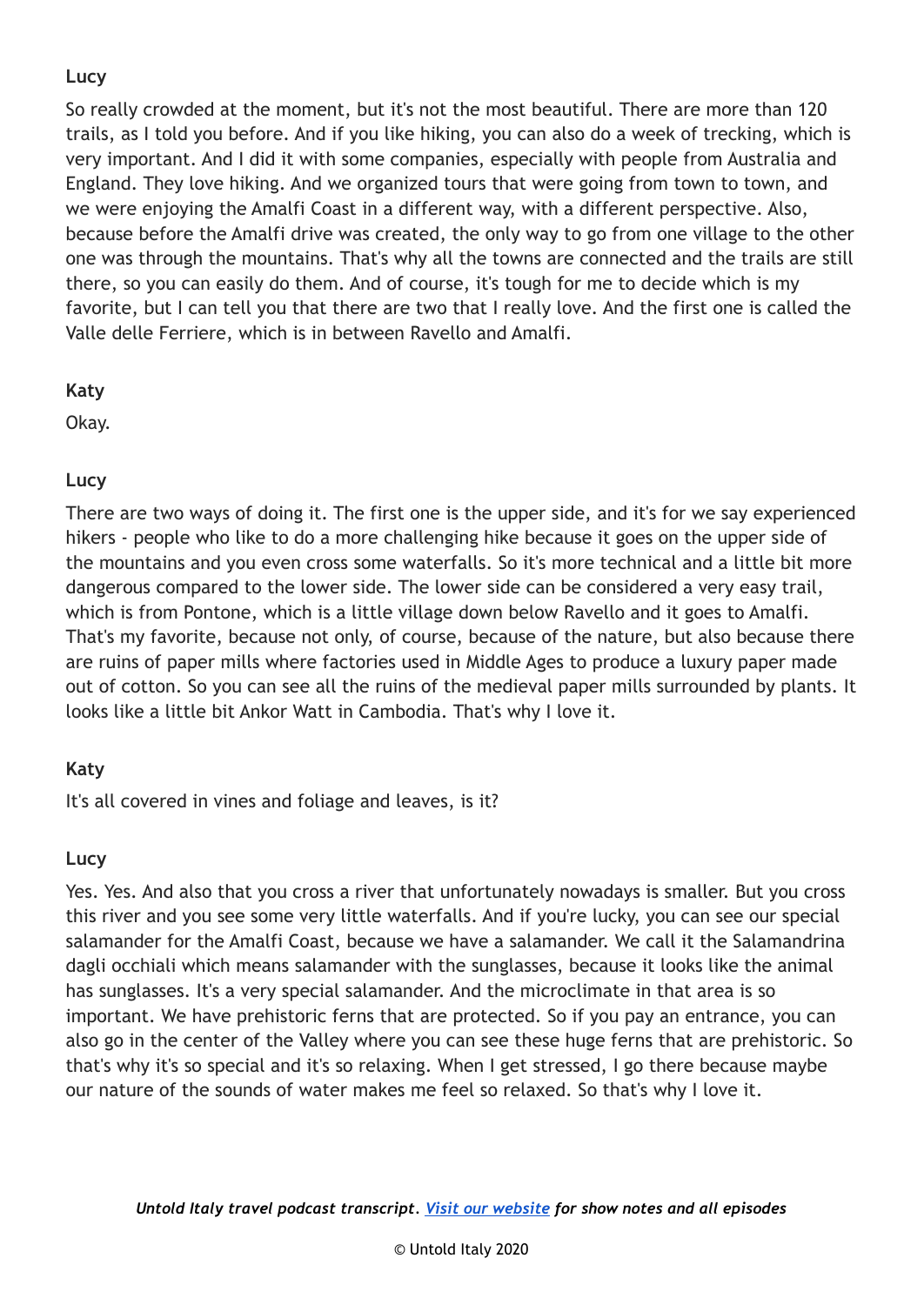**Lucy**

So really crowded at the moment, but it's not the most beautiful. There are more than 120 trails, as I told you before. And if you like hiking, you can also do a week of trecking, which is very important. And I did it with some companies, especially with people from Australia and England. They love hiking. And we organized tours that were going from town to town, and we were enjoying the Amalfi Coast in a different way, with a different perspective. Also, because before the Amalfi drive was created, the only way to go from one village to the other one was through the mountains. That's why all the towns are connected and the trails are still there, so you can easily do them. And of course, it's tough for me to decide which is my favorite, but I can tell you that there are two that I really love. And the first one is called the Valle delle Ferriere, which is in between Ravello and Amalfi.

**Katy**

Okay.

**Lucy**

There are two ways of doing it. The first one is the upper side, and it's for we say experienced hikers - people who like to do a more challenging hike because it goes on the upper side of the mountains and you even cross some waterfalls. So it's more technical and a little bit more dangerous compared to the lower side. The lower side can be considered a very easy trail, which is from Pontone, which is a little village down below Ravello and it goes to Amalfi. That's my favorite, because not only, of course, because of the nature, but also because there are ruins of paper mills where factories used in Middle Ages to produce a luxury paper made out of cotton. So you can see all the ruins of the medieval paper mills surrounded by plants. It looks like a little bit Ankor Watt in Cambodia. That's why I love it.

**Katy**

It's all covered in vines and foliage and leaves, is it?

**Lucy**

Yes. Yes. And also that you cross a river that unfortunately nowadays is smaller. But you cross this river and you see some very little waterfalls. And if you're lucky, you can see our special salamander for the Amalfi Coast, because we have a salamander. We call it the Salamandrina dagli occhiali which means salamander with the sunglasses, because it looks like the animal has sunglasses. It's a very special salamander. And the microclimate in that area is so important. We have prehistoric ferns that are protected. So if you pay an entrance, you can also go in the center of the Valley where you can see these huge ferns that are prehistoric. So that's why it's so special and it's so relaxing. When I get stressed, I go there because maybe our nature of the sounds of water makes me feel so relaxed. So that's why I love it.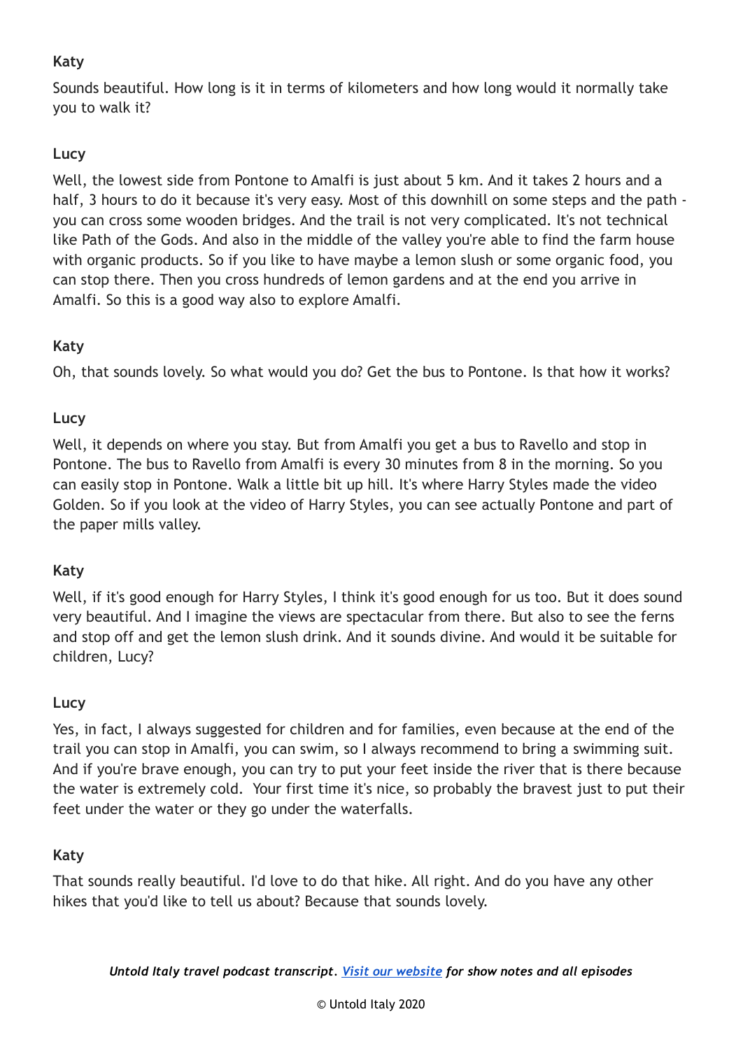**Katy**

Sounds beautiful. How long is it in terms of kilometers and how long would it normally take you to walk it?

**Lucy**

Well, the lowest side from Pontone to Amalfi is just about 5 km. And it takes 2 hours and a half, 3 hours to do it because it's very easy. Most of this downhill on some steps and the path - you can cross some wooden bridges. And the trail is not very complicated. It's not technical like Path of the Gods. And also in the middle of the valley you're able to find the farm house with organic products. So if you like to have maybe a lemon slush or some organic food, you can stop there. Then you cross hundreds of lemon gardens and at the end you arrive in Amalfi. So this is a good way also to explore Amalfi.

**Katy**

Oh, that sounds lovely. So what would you do? Get the bus to Pontone. Is that how it works?

**Lucy**

Well, it depends on where you stay. But from Amalfi you get a bus to Ravello and stop in Pontone. The bus to Ravello from Amalfi is every 30 minutes from 8 in the morning. So you can easily stop in Pontone. Walk a little bit up hill. It's where Harry Styles made the video Golden. So if you look at the video of Harry Styles, you can see actually Pontone and part of the paper mills valley.

**Katy**

Well, if it's good enough for Harry Styles, I think it's good enough for us too. But it does sound very beautiful. And I imagine the views are spectacular from there. But also to see the ferns and stop off and get the lemon slush drink. And it sounds divine. And would it be suitable for children, Lucy?

**Lucy**

Yes, in fact, I always suggested for children and for families, even because at the end of the trail you can stop in Amalfi, you can swim, so I always recommend to bring a swimming suit. And if you're brave enough, you can try to put your feet inside the river that is there because the water is extremely cold. Your first time it's nice, so probably the bravest just to put their feet under the water or they go under the waterfalls.

**Katy**

That sounds really beautiful. I'd love to do that hike. All right. And do you have any other hikes that you'd like to tell us about? Because that sounds lovely.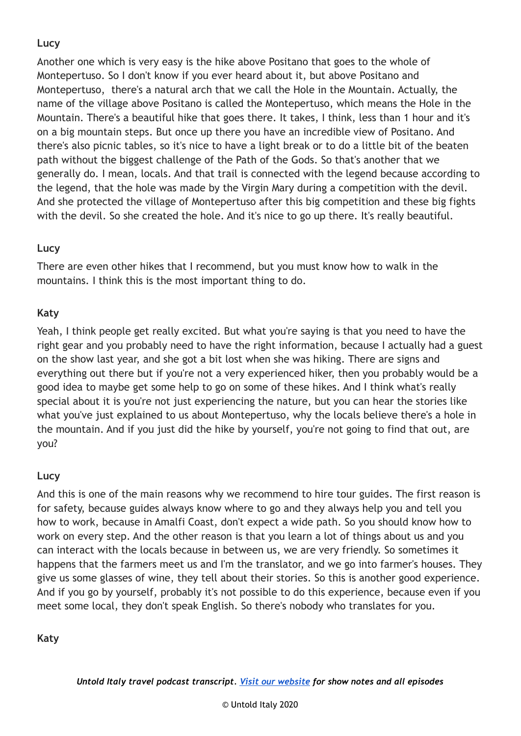**Lucy**

Another one which is very easy is the hike above Positano that goes to the whole of Montepertuso. So I don't know if you ever heard about it, but above Positano and Montepertuso, there's a natural arch that we call the Hole in the Mountain. Actually, the name of the village above Positano is called the Montepertuso, which means the Hole in the Mountain. There's a beautiful hike that goes there. It takes, I think, less than 1 hour and it's on a big mountain steps. But once up there you have an incredible view of Positano. And there's also picnic tables, so it's nice to have a light break or to do a little bit of the beaten path without the biggest challenge of the Path of the Gods. So that's another that we generally do. I mean, locals. And that trail is connected with the legend because according to the legend, that the hole was made by the Virgin Mary during a competition with the devil. And she protected the village of Montepertuso after this big competition and these big fights with the devil. So she created the hole. And it's nice to go up there. It's really beautiful.

**Lucy**

There are even other hikes that I recommend, but you must know how to walk in the mountains. I think this is the most important thing to do.

**Katy**

Yeah, I think people get really excited. But what you're saying is that you need to have the right gear and you probably need to have the right information, because I actually had a guest on the show last year, and she got a bit lost when she was hiking. There are signs and everything out there but if you're not a very experienced hiker, then you probably would be a good idea to maybe get some help to go on some of these hikes. And I think what's really special about it is you're not just experiencing the nature, but you can hear the stories like what you've just explained to us about Montepertuso, why the locals believe there's a hole in the mountain. And if you just did the hike by yourself, you're not going to find that out, are you?

**Lucy**

And this is one of the main reasons why we recommend to hire tour guides. The first reason is for safety, because guides always know where to go and they always help you and tell you how to work, because in Amalfi Coast, don't expect a wide path. So you should know how to work on every step. And the other reason is that you learn a lot of things about us and you can interact with the locals because in between us, we are very friendly. So sometimes it happens that the farmers meet us and I'm the translator, and we go into farmer's houses. They give us some glasses of wine, they tell about their stories. So this is another good experience. And if you go by yourself, probably it's not possible to do this experience, because even if you meet some local, they don't speak English. So there's nobody who translates for you.

**Katy**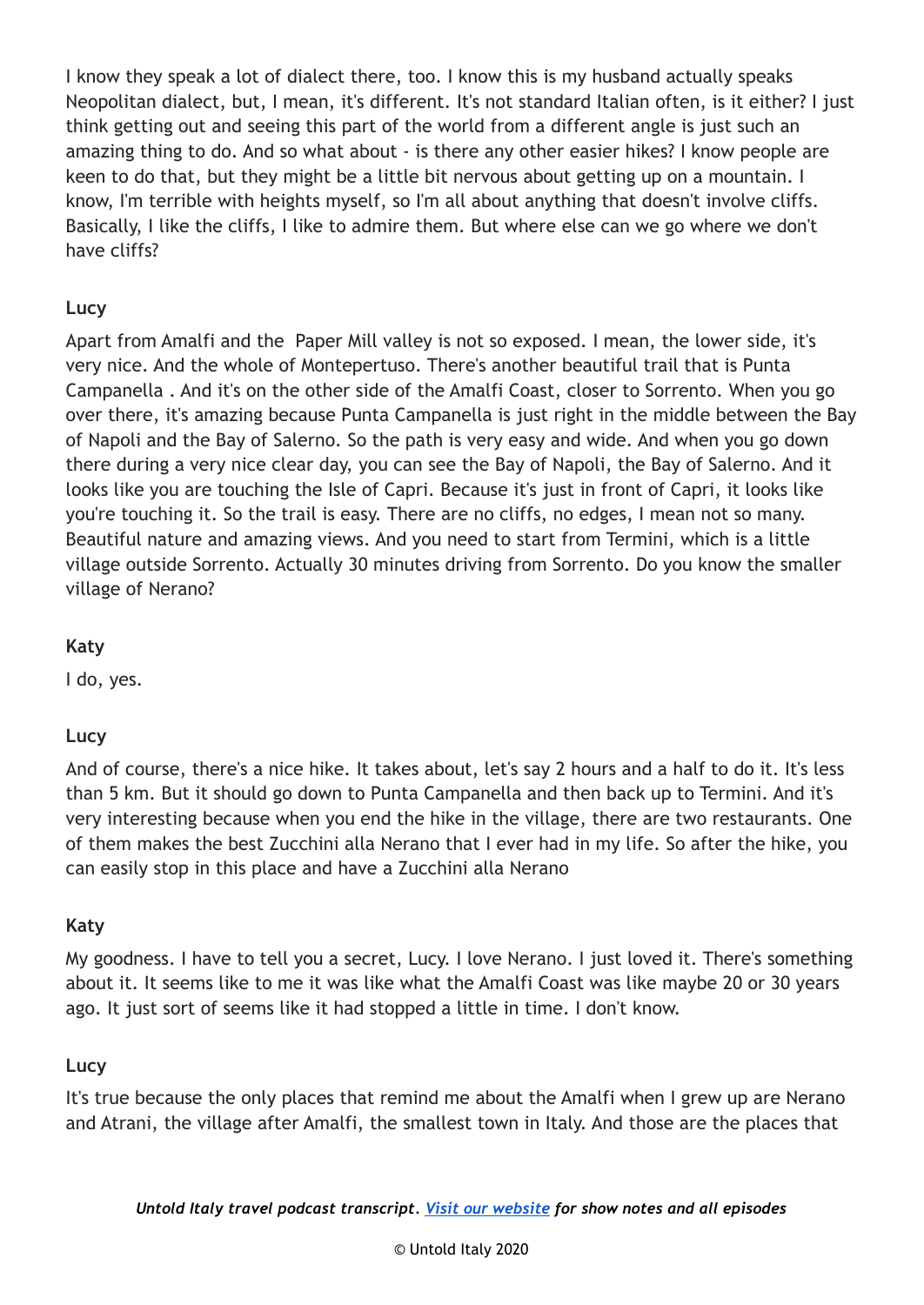I know they speak a lot of dialect there, too. I know this is my husband actually speaks Neopolitan dialect, but, I mean, it's different. It's not standard Italian often, is it either? I just think getting out and seeing this part of the world from a different angle is just such an amazing thing to do. And so what about - is there any other easier hikes? I know people are keen to do that, but they might be a little bit nervous about getting up on a mountain. I know, I'm terrible with heights myself, so I'm all about anything that doesn't involve cliffs. Basically, I like the cliffs, I like to admire them. But where else can we go where we don't have cliffs?

**Lucy**

Apart from Amalfi and the  Paper Mill valley is not so exposed. I mean, the lower side, it's very nice. And the whole of Montepertuso. There's another beautiful trail that is Punta Campanella . And it's on the other side of the Amalfi Coast, closer to Sorrento. When you go over there, it's amazing because Punta Campanella is just right in the middle between the Bay of Napoli and the Bay of Salerno. So the path is very easy and wide. And when you go down there during a very nice clear day, you can see the Bay of Napoli, the Bay of Salerno. And it looks like you are touching the Isle of Capri. Because it's just in front of Capri, it looks like you're touching it. So the trail is easy. There are no cliffs, no edges, I mean not so many. Beautiful nature and amazing views. And you need to start from Termini, which is a little village outside Sorrento. Actually 30 minutes driving from Sorrento. Do you know the smaller village of Nerano?

**Katy**

I do, yes.

**Lucy**

And of course, there's a nice hike. It takes about, let's say 2 hours and a half to do it. It's less than 5 km. But it should go down to Punta Campanella and then back up to Termini. And it's very interesting because when you end the hike in the village, there are two restaurants. One of them makes the best Zucchini alla Nerano that I ever had in my life. So after the hike, you can easily stop in this place and have a Zucchini alla Nerano

**Katy**

My goodness. I have to tell you a secret, Lucy. I love Nerano. I just loved it. There's something about it. It seems like to me it was like what the Amalfi Coast was like maybe 20 or 30 years ago. It just sort of seems like it had stopped a little in time. I don't know.

**Lucy**

It's true because the only places that remind me about the Amalfi when I grew up are Nerano and Atrani, the village after Amalfi, the smallest town in Italy. And those are the places that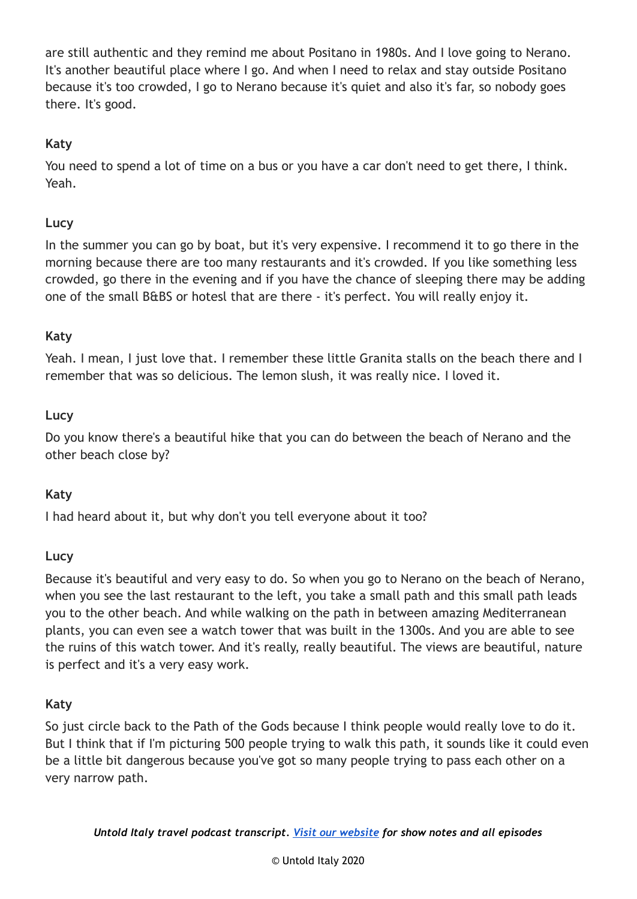are still authentic and they remind me about Positano in 1980s. And I love going to Nerano. It's another beautiful place where I go. And when I need to relax and stay outside Positano because it's too crowded, I go to Nerano because it's quiet and also it's far, so nobody goes there. It's good.

**Katy**

You need to spend a lot of time on a bus or you have a car don't need to get there, I think. Yeah.

**Lucy**

In the summer you can go by boat, but it's very expensive. I recommend it to go there in the morning because there are too many restaurants and it's crowded. If you like something less crowded, go there in the evening and if you have the chance of sleeping there may be adding one of the small B&BS or hotesl that are there - it's perfect. You will really enjoy it.

**Katy**

Yeah. I mean, I just love that. I remember these little Granita stalls on the beach there and I remember that was so delicious. The lemon slush, it was really nice. I loved it.

**Lucy**

Do you know there's a beautiful hike that you can do between the beach of Nerano and the other beach close by?

**Katy**

I had heard about it, but why don't you tell everyone about it too?

**Lucy**

Because it's beautiful and very easy to do. So when you go to Nerano on the beach of Nerano, when you see the last restaurant to the left, you take a small path and this small path leads you to the other beach. And while walking on the path in between amazing Mediterranean plants, you can even see a watch tower that was built in the 1300s. And you are able to see the ruins of this watch tower. And it's really, really beautiful. The views are beautiful, nature is perfect and it's a very easy work.

**Katy**

So just circle back to the Path of the Gods because I think people would really love to do it. But I think that if I'm picturing 500 people trying to walk this path, it sounds like it could even be a little bit dangerous because you've got so many people trying to pass each other on a very narrow path.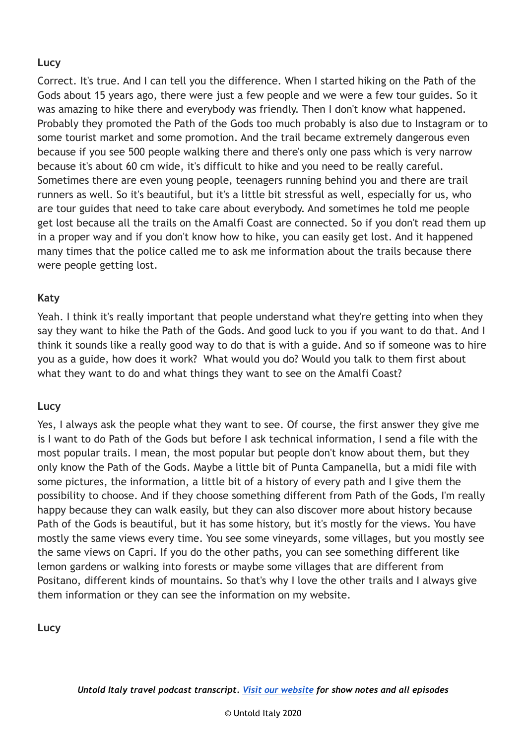**Lucy**

Correct. It's true. And I can tell you the difference. When I started hiking on the Path of the Gods about 15 years ago, there were just a few people and we were a few tour guides. So it was amazing to hike there and everybody was friendly. Then I don't know what happened. Probably they promoted the Path of the Gods too much probably is also due to Instagram or to some tourist market and some promotion. And the trail became extremely dangerous even because if you see 500 people walking there and there's only one pass which is very narrow because it's about 60 cm wide, it's difficult to hike and you need to be really careful. Sometimes there are even young people, teenagers running behind you and there are trail runners as well. So it's beautiful, but it's a little bit stressful as well, especially for us, who are tour guides that need to take care about everybody. And sometimes he told me people get lost because all the trails on the Amalfi Coast are connected. So if you don't read them up in a proper way and if you don't know how to hike, you can easily get lost. And it happened many times that the police called me to ask me information about the trails because there were people getting lost.

**Katy**

Yeah. I think it's really important that people understand what they're getting into when they say they want to hike the Path of the Gods. And good luck to you if you want to do that. And I think it sounds like a really good way to do that is with a guide. And so if someone was to hire you as a guide, how does it work? What would you do? Would you talk to them first about what they want to do and what things they want to see on the Amalfi Coast?

**Lucy**

Yes, I always ask the people what they want to see. Of course, the first answer they give me is I want to do Path of the Gods but before I ask technical information, I send a file with the most popular trails. I mean, the most popular but people don't know about them, but they only know the Path of the Gods. Maybe a little bit of Punta Campanella, but a midi file with some pictures, the information, a little bit of a history of every path and I give them the possibility to choose. And if they choose something different from Path of the Gods, I'm really happy because they can walk easily, but they can also discover more about history because Path of the Gods is beautiful, but it has some history, but it's mostly for the views. You have mostly the same views every time. You see some vineyards, some villages, but you mostly see the same views on Capri. If you do the other paths, you can see something different like lemon gardens or walking into forests or maybe some villages that are different from Positano, different kinds of mountains. So that's why I love the other trails and I always give them information or they can see the information on my website.

**Lucy**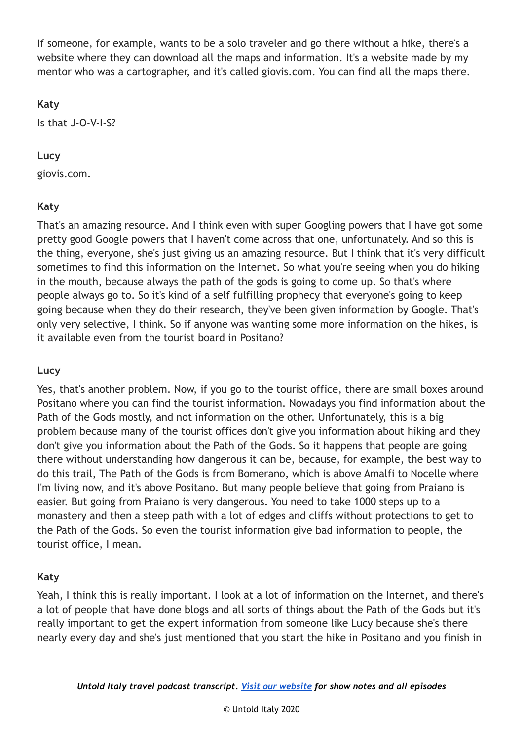If someone, for example, wants to be a solo traveler and go there without a hike, there's a website where they can download all the maps and information. It's a website made by my mentor who was a cartographer, and it's called giovis.com. You can find all the maps there.

**Katy**

Is that J-O-V-I-S?

**Lucy**

giovis.com.

**Katy**

That's an amazing resource. And I think even with super Googling powers that I have got some pretty good Google powers that I haven't come across that one, unfortunately. And so this is the thing, everyone, she's just giving us an amazing resource. But I think that it's very difficult sometimes to find this information on the Internet. So what you're seeing when you do hiking in the mouth, because always the path of the gods is going to come up. So that's where people always go to. So it's kind of a self fulfilling prophecy that everyone's going to keep going because when they do their research, they've been given information by Google. That's only very selective, I think. So if anyone was wanting some more information on the hikes, is it available even from the tourist board in Positano?

**Lucy**

Yes, that's another problem. Now, if you go to the tourist office, there are small boxes around Positano where you can find the tourist information. Nowadays you find information about the Path of the Gods mostly, and not information on the other. Unfortunately, this is a big problem because many of the tourist offices don't give you information about hiking and they don't give you information about the Path of the Gods. So it happens that people are going there without understanding how dangerous it can be, because, for example, the best way to do this trail, The Path of the Gods is from Bomerano, which is above Amalfi to Nocelle where I'm living now, and it's above Positano. But many people believe that going from Praiano is easier. But going from Praiano is very dangerous. You need to take 1000 steps up to a monastery and then a steep path with a lot of edges and cliffs without protections to get to the Path of the Gods. So even the tourist information give bad information to people, the tourist office, I mean.

**Katy**

Yeah, I think this is really important. I look at a lot of information on the Internet, and there's a lot of people that have done blogs and all sorts of things about the Path of the Gods but it's really important to get the expert information from someone like Lucy because she's there nearly every day and she's just mentioned that you start the hike in Positano and you finish in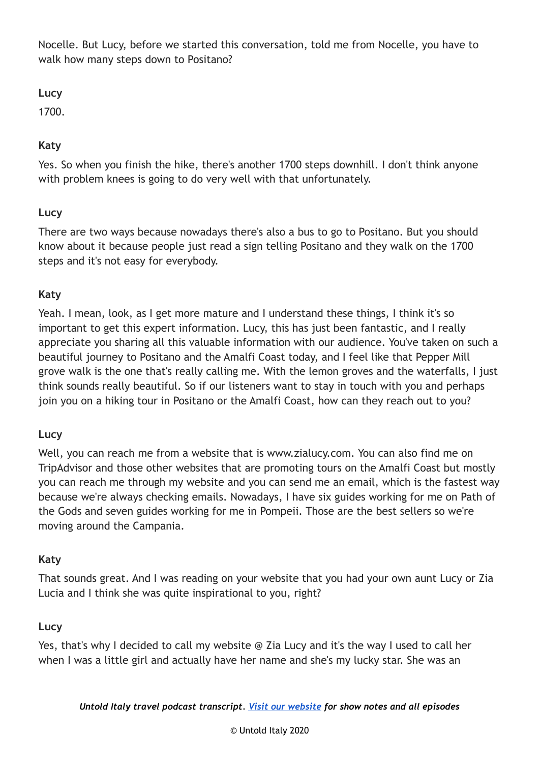Nocelle. But Lucy, before we started this conversation, told me from Nocelle, you have to walk how many steps down to Positano?

**Lucy**

1700.

**Katy**

Yes. So when you finish the hike, there's another 1700 steps downhill. I don't think anyone with problem knees is going to do very well with that unfortunately.

**Lucy**

There are two ways because nowadays there's also a bus to go to Positano. But you should know about it because people just read a sign telling Positano and they walk on the 1700 steps and it's not easy for everybody.

**Katy**

Yeah. I mean, look, as I get more mature and I understand these things, I think it's so important to get this expert information. Lucy, this has just been fantastic, and I really appreciate you sharing all this valuable information with our audience. You've taken on such a beautiful journey to Positano and the Amalfi Coast today, and I feel like that Pepper Mill grove walk is the one that's really calling me. With the lemon groves and the waterfalls, I just think sounds really beautiful. So if our listeners want to stay in touch with you and perhaps join you on a hiking tour in Positano or the Amalfi Coast, how can they reach out to you?

**Lucy**

Well, you can reach me from a website that is www.zialucy.com. You can also find me on TripAdvisor and those other websites that are promoting tours on the Amalfi Coast but mostly you can reach me through my website and you can send me an email, which is the fastest way because we're always checking emails. Nowadays, I have six guides working for me on Path of the Gods and seven guides working for me in Pompeii. Those are the best sellers so we're moving around the Campania.

**Katy**

That sounds great. And I was reading on your website that you had your own aunt Lucy or Zia Lucia and I think she was quite inspirational to you, right?

**Lucy**

Yes, that's why I decided to call my website @ Zia Lucy and it's the way I used to call her when I was a little girl and actually have her name and she's my lucky star. She was an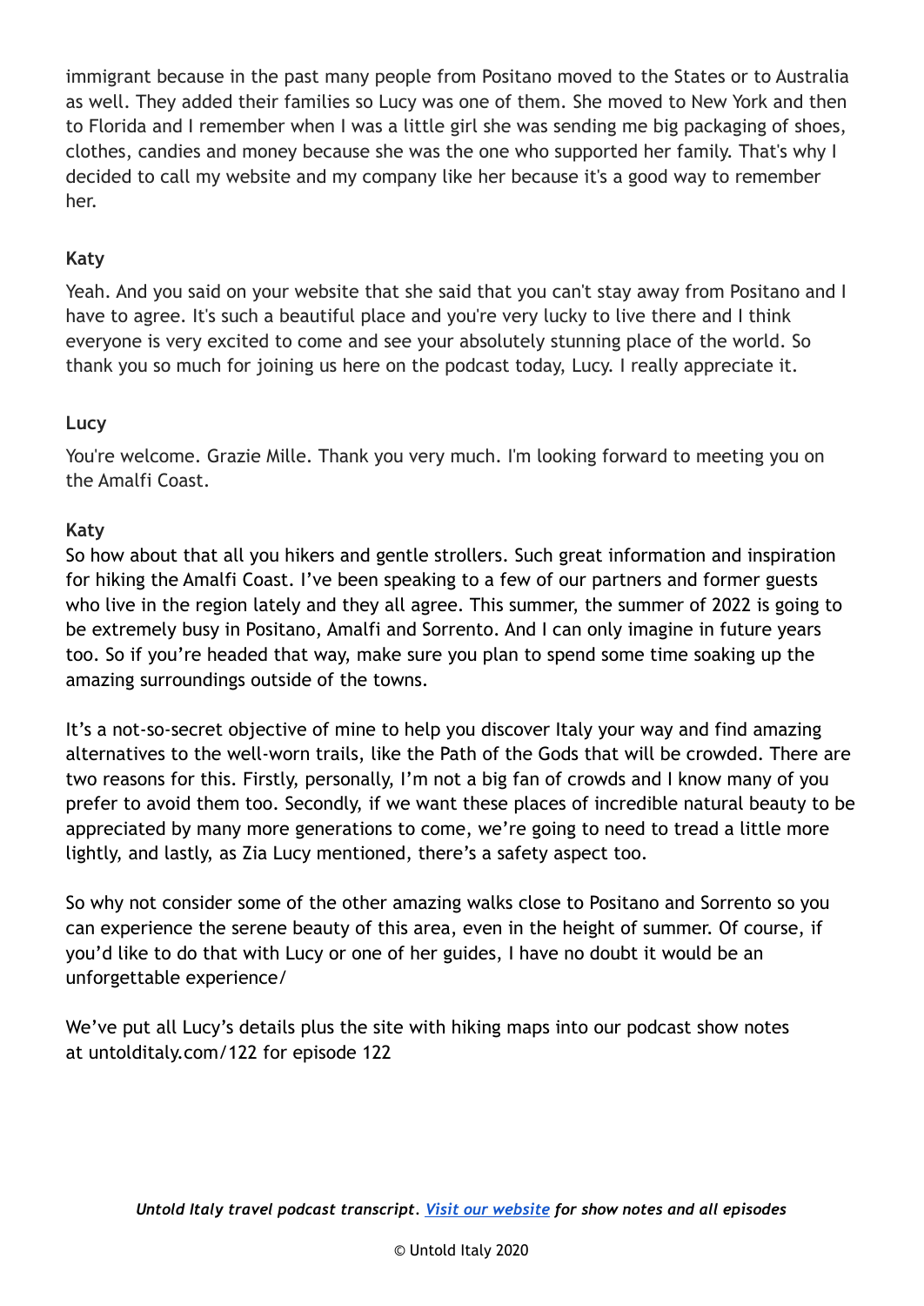immigrant because in the past many people from Positano moved to the States or to Australia as well. They added their families so Lucy was one of them. She moved to New York and then to Florida and I remember when I was a little girl she was sending me big packaging of shoes, clothes, candies and money because she was the one who supported her family. That's why I decided to call my website and my company like her because it's a good way to remember her.

**Katy**

Yeah. And you said on your website that she said that you can't stay away from Positano and I have to agree. It's such a beautiful place and you're very lucky to live there and I think everyone is very excited to come and see your absolutely stunning place of the world. So thank you so much for joining us here on the podcast today, Lucy. I really appreciate it.

**Lucy**

You're welcome. Grazie Mille. Thank you very much. I'm looking forward to meeting you on the Amalfi Coast.

**Katy**

So how about that all you hikers and gentle strollers. Such great information and inspiration for hiking the Amalfi Coast. I've been speaking to a few of our partners and former guests who live in the region lately and they all agree. This summer, the summer of 2022 is going to be extremely busy in Positano, Amalfi and Sorrento. And I can only imagine in future years too. So if you're headed that way, make sure you plan to spend some time soaking up the amazing surroundings outside of the towns.

It's a not-so-secret objective of mine to help you discover Italy your way and find amazing alternatives to the well-worn trails, like the Path of the Gods that will be crowded. There are two reasons for this. Firstly, personally, I'm not a big fan of crowds and I know many of you prefer to avoid them too. Secondly, if we want these places of incredible natural beauty to be appreciated by many more generations to come, we're going to need to tread a little more lightly, and lastly, as Zia Lucy mentioned, there's a safety aspect too.

So why not consider some of the other amazing walks close to Positano and Sorrento so you can experience the serene beauty of this area, even in the height of summer. Of course, if you'd like to do that with Lucy or one of her guides, I have no doubt it would be an unforgettable experience/

We've put all Lucy's details plus the site with hiking maps into our podcast show notes at untolditaly.com/122 for episode 122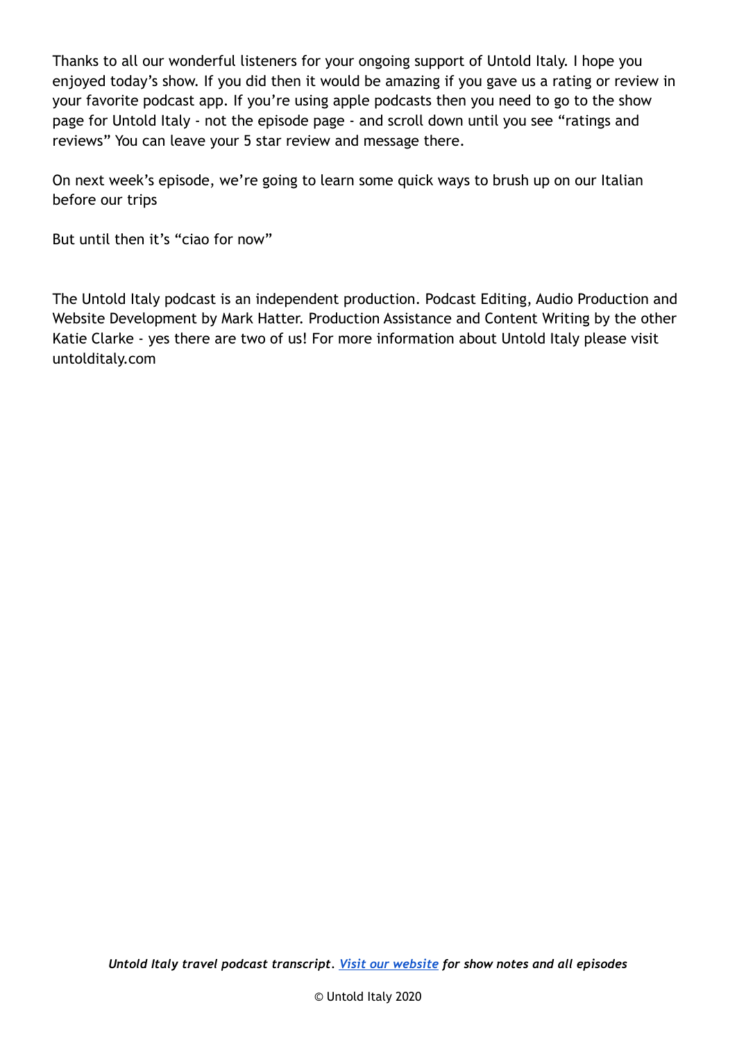Thanks to all our wonderful listeners for your ongoing support of Untold Italy. I hope you enjoyed today's show. If you did then it would be amazing if you gave us a rating or review in your favorite podcast app. If you're using apple podcasts then you need to go to the show page for Untold Italy - not the episode page - and scroll down until you see "ratings and reviews" You can leave your 5 star review and message there.

On next week's episode, we're going to learn some quick ways to brush up on our Italian before our trips

But until then it's "ciao for now"

The Untold Italy podcast is an independent production. Podcast Editing, Audio Production and Website Development by Mark Hatter. Production Assistance and Content Writing by the other Katie Clarke - yes there are two of us! For more information about Untold Italy please visit untolditaly.com